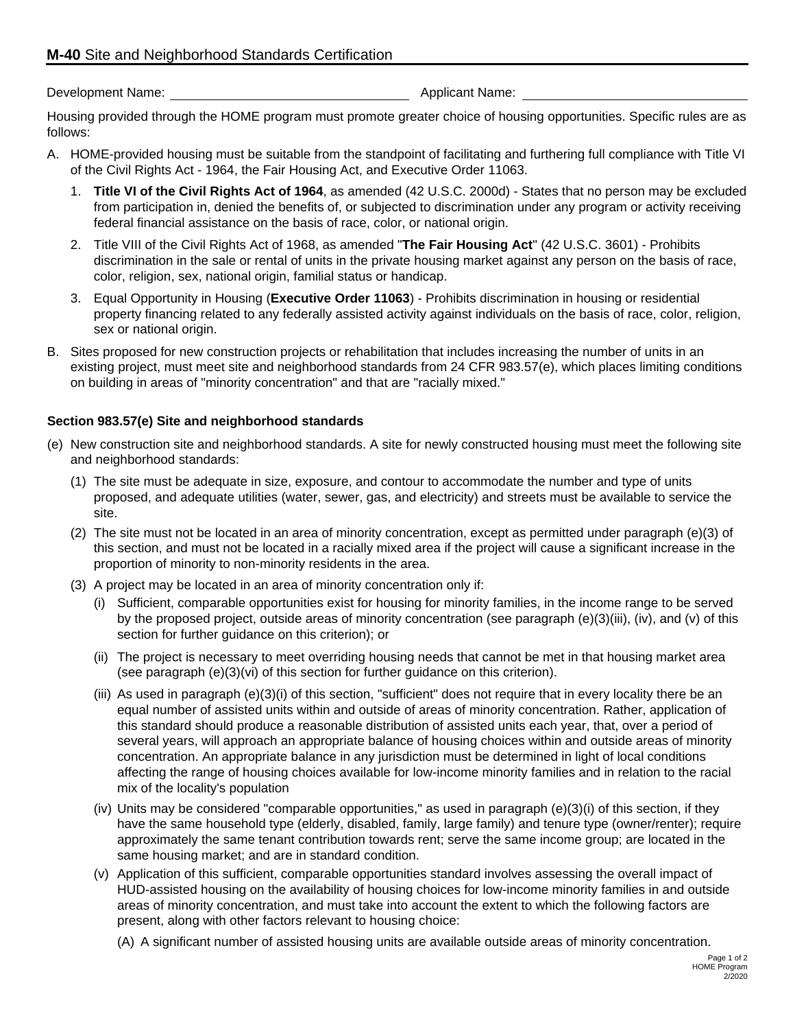## **M-40** Site and Neighborhood Standards Certification

Development Name: \_\_\_\_\_\_\_\_\_\_\_\_\_\_\_\_\_\_\_\_\_\_\_\_\_\_\_\_ Applicant Name: \_\_\_\_\_\_\_\_\_\_\_\_\_\_\_\_\_\_\_\_\_\_\_\_\_\_\_\_

Housing provided through the HOME program must promote greater choice of housing opportunities. Specific rules are as follows:

A. HOME-provided housing must be suitable from the standpoint of facilitating and furthering full compliance with Title VI of the Civil Rights Act - 1964, the Fair Housing Act, and Executive Order 11063.

   1. **Title VI of the Civil Rights Act of 1964**, as amended (42 U.S.C. 2000d) - States that no person may be excluded from participation in, denied the benefits of, or subjected to discrimination under any program or activity receiving federal financial assistance on the basis of race, color, or national origin.

   2. Title VIII of the Civil Rights Act of 1968, as amended "**The Fair Housing Act**" (42 U.S.C. 3601) - Prohibits discrimination in the sale or rental of units in the private housing market against any person on the basis of race, color, religion, sex, national origin, familial status or handicap.

   3. Equal Opportunity in Housing (**Executive Order 11063**) - Prohibits discrimination in housing or residential property financing related to any federally assisted activity against individuals on the basis of race, color, religion, sex or national origin.

B. Sites proposed for new construction projects or rehabilitation that includes increasing the number of units in an existing project, must meet site and neighborhood standards from 24 CFR 983.57(e), which places limiting conditions on building in areas of "minority concentration" and that are "racially mixed."

### Section 983.57(e) Site and neighborhood standards

(e) New construction site and neighborhood standards. A site for newly constructed housing must meet the following site and neighborhood standards:

(1) The site must be adequate in size, exposure, and contour to accommodate the number and type of units proposed, and adequate utilities (water, sewer, gas, and electricity) and streets must be available to service the site.

(2) The site must not be located in an area of minority concentration, except as permitted under paragraph (e)(3) of this section, and must not be located in a racially mixed area if the project will cause a significant increase in the proportion of minority to non-minority residents in the area.

(3) A project may be located in an area of minority concentration only if:

(i) Sufficient, comparable opportunities exist for housing for minority families, in the income range to be served by the proposed project, outside areas of minority concentration (see paragraph (e)(3)(iii), (iv), and (v) of this section for further guidance on this criterion); or

(ii) The project is necessary to meet overriding housing needs that cannot be met in that housing market area (see paragraph (e)(3)(vi) of this section for further guidance on this criterion).

(iii) As used in paragraph (e)(3)(i) of this section, "sufficient" does not require that in every locality there be an equal number of assisted units within and outside of areas of minority concentration. Rather, application of this standard should produce a reasonable distribution of assisted units each year, that, over a period of several years, will approach an appropriate balance of housing choices within and outside areas of minority concentration. An appropriate balance in any jurisdiction must be determined in light of local conditions affecting the range of housing choices available for low-income minority families and in relation to the racial mix of the locality's population

(iv) Units may be considered "comparable opportunities," as used in paragraph (e)(3)(i) of this section, if they have the same household type (elderly, disabled, family, large family) and tenure type (owner/renter); require approximately the same tenant contribution towards rent; serve the same income group; are located in the same housing market; and are in standard condition.

(v) Application of this sufficient, comparable opportunities standard involves assessing the overall impact of HUD-assisted housing on the availability of housing choices for low-income minority families in and outside areas of minority concentration, and must take into account the extent to which the following factors are present, along with other factors relevant to housing choice:

(A) A significant number of assisted housing units are available outside areas of minority concentration.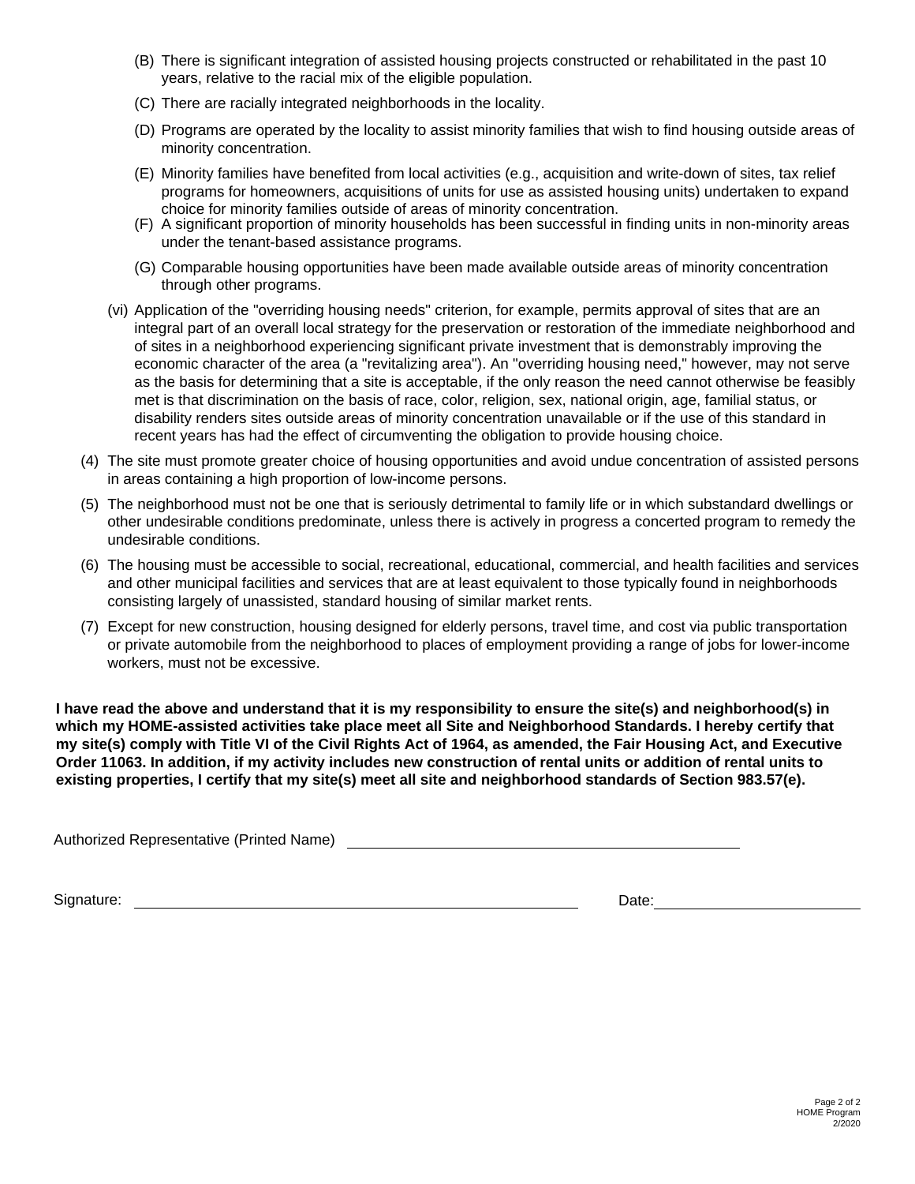(B) There is significant integration of assisted housing projects constructed or rehabilitated in the past 10 years, relative to the racial mix of the eligible population.

(C) There are racially integrated neighborhoods in the locality.

(D) Programs are operated by the locality to assist minority families that wish to find housing outside areas of minority concentration.

(E) Minority families have benefited from local activities (e.g., acquisition and write-down of sites, tax relief programs for homeowners, acquisitions of units for use as assisted housing units) undertaken to expand choice for minority families outside of areas of minority concentration.

(F) A significant proportion of minority households has been successful in finding units in non-minority areas under the tenant-based assistance programs.

(G) Comparable housing opportunities have been made available outside areas of minority concentration through other programs.

(vi) Application of the "overriding housing needs" criterion, for example, permits approval of sites that are an integral part of an overall local strategy for the preservation or restoration of the immediate neighborhood and of sites in a neighborhood experiencing significant private investment that is demonstrably improving the economic character of the area (a "revitalizing area"). An "overriding housing need," however, may not serve as the basis for determining that a site is acceptable, if the only reason the need cannot otherwise be feasibly met is that discrimination on the basis of race, color, religion, sex, national origin, age, familial status, or disability renders sites outside areas of minority concentration unavailable or if the use of this standard in recent years has had the effect of circumventing the obligation to provide housing choice.

(4) The site must promote greater choice of housing opportunities and avoid undue concentration of assisted persons in areas containing a high proportion of low-income persons.

(5) The neighborhood must not be one that is seriously detrimental to family life or in which substandard dwellings or other undesirable conditions predominate, unless there is actively in progress a concerted program to remedy the undesirable conditions.

(6) The housing must be accessible to social, recreational, educational, commercial, and health facilities and services and other municipal facilities and services that are at least equivalent to those typically found in neighborhoods consisting largely of unassisted, standard housing of similar market rents.

(7) Except for new construction, housing designed for elderly persons, travel time, and cost via public transportation or private automobile from the neighborhood to places of employment providing a range of jobs for lower-income workers, must not be excessive.

**I have read the above and understand that it is my responsibility to ensure the site(s) and neighborhood(s) in which my HOME-assisted activities take place meet all Site and Neighborhood Standards. I hereby certify that my site(s) comply with Title VI of the Civil Rights Act of 1964, as amended, the Fair Housing Act, and Executive Order 11063. In addition, if my activity includes new construction of rental units or addition of rental units to existing properties, I certify that my site(s) meet all site and neighborhood standards of Section 983.57(e).**

Authorized Representative (Printed Name) ______________________________

Signature: ______________________________ Date: ________________

HOME Program
2/2020